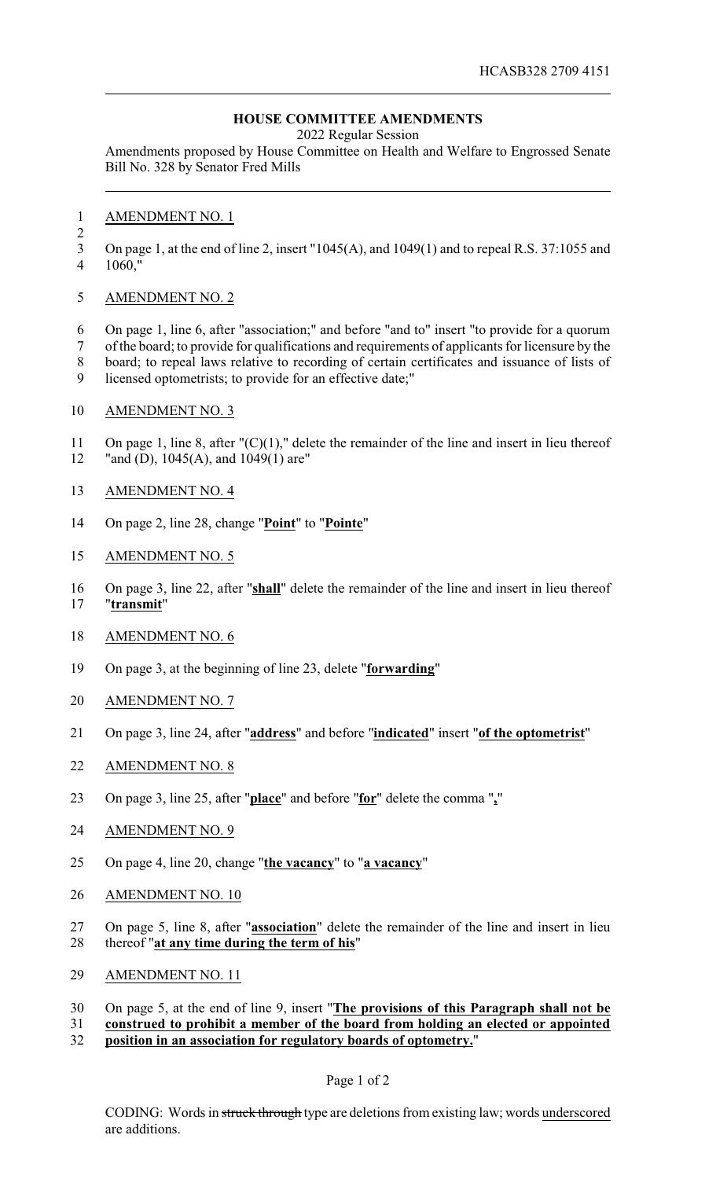HCASB328 2709 4151

## HOUSE COMMITTEE AMENDMENTS

2022 Regular Session

Amendments proposed by House Committee on Health and Welfare to Engrossed Senate Bill No. 328 by Senator Fred Mills

AMENDMENT NO. 1

On page 1, at the end of line 2, insert "1045(A), and 1049(1) and to repeal R.S. 37:1055 and 1060,"

AMENDMENT NO. 2

On page 1, line 6, after "association;" and before "and to" insert "to provide for a quorum of the board; to provide for qualifications and requirements of applicants for licensure by the board; to repeal laws relative to recording of certain certificates and issuance of lists of licensed optometrists; to provide for an effective date;"

AMENDMENT NO. 3

On page 1, line 8, after "(C)(1)," delete the remainder of the line and insert in lieu thereof "and (D), 1045(A), and 1049(1) are"

AMENDMENT NO. 4

On page 2, line 28, change "**Point**" to "**Pointe**"

AMENDMENT NO. 5

On page 3, line 22, after "**shall**" delete the remainder of the line and insert in lieu thereof "**transmit**"

AMENDMENT NO. 6

On page 3, at the beginning of line 23, delete "**forwarding**"

AMENDMENT NO. 7

On page 3, line 24, after "**address**" and before "**indicated**" insert "**of the optometrist**"

AMENDMENT NO. 8

On page 3, line 25, after "**place**" and before "**for**" delete the comma "**,**"

AMENDMENT NO. 9

On page 4, line 20, change "**the vacancy**" to "**a vacancy**"

AMENDMENT NO. 10

On page 5, line 8, after "**association**" delete the remainder of the line and insert in lieu thereof "**at any time during the term of his**"

AMENDMENT NO. 11

On page 5, at the end of line 9, insert "**The provisions of this Paragraph shall not be construed to prohibit a member of the board from holding an elected or appointed position in an association for regulatory boards of optometry.**"

CODING: Words in ~~struck through~~ type are deletions from existing law; words underscored are additions.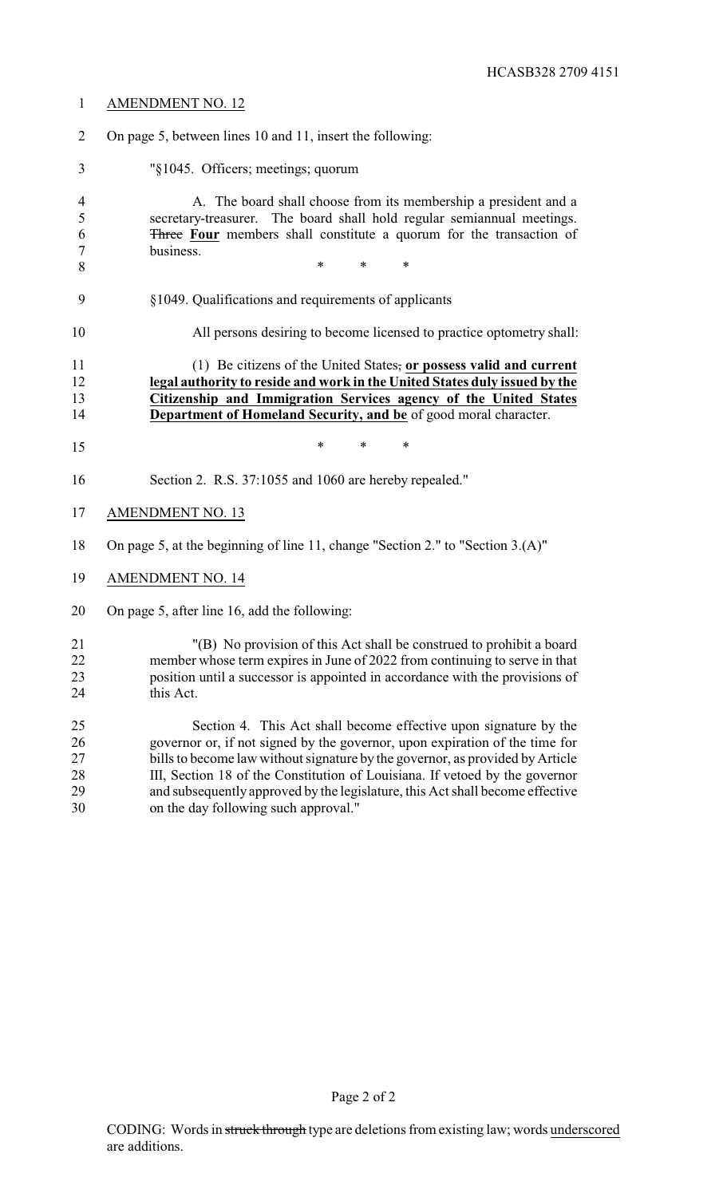AMENDMENT NO. 12

On page 5, between lines 10 and 11, insert the following:

"§1045. Officers; meetings; quorum

A. The board shall choose from its membership a president and a secretary-treasurer. The board shall hold regular semiannual meetings. ~~Three~~ **Four** members shall constitute a quorum for the transaction of business.

\* \* \*

§1049. Qualifications and requirements of applicants

All persons desiring to become licensed to practice optometry shall:

(1) Be citizens of the United States~~,~~ **or possess valid and current legal authority to reside and work in the United States duly issued by the Citizenship and Immigration Services agency of the United States Department of Homeland Security, and be** of good moral character.

\* \* \*

Section 2. R.S. 37:1055 and 1060 are hereby repealed."

AMENDMENT NO. 13

On page 5, at the beginning of line 11, change "Section 2." to "Section 3.(A)"

AMENDMENT NO. 14

On page 5, after line 16, add the following:

"(B) No provision of this Act shall be construed to prohibit a board member whose term expires in June of 2022 from continuing to serve in that position until a successor is appointed in accordance with the provisions of this Act.

Section 4. This Act shall become effective upon signature by the governor or, if not signed by the governor, upon expiration of the time for bills to become law without signature by the governor, as provided by Article III, Section 18 of the Constitution of Louisiana. If vetoed by the governor and subsequently approved by the legislature, this Act shall become effective on the day following such approval."

CODING: Words in ~~struck through~~ type are deletions from existing law; words underscored are additions.